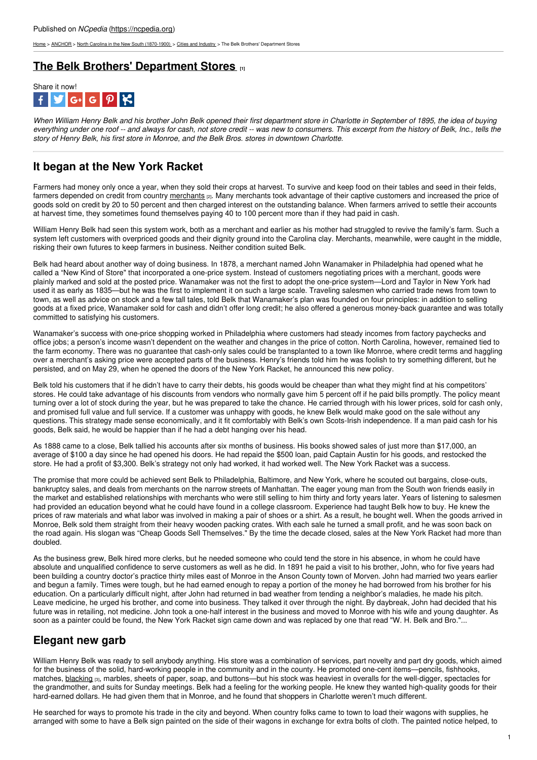Published on *NCpedia* (https://ncpedia.org)

Home > ANCHOR > North Carolina in the New South (1870-1900) > Cities and Industry > The Belk Brothers' Department Stores

# The Belk Brothers' Department Stores [1]

Share it now!

*When William Henry Belk and his brother John Belk opened their first department store in Charlotte in September of 1895, the idea of buying everything under one roof -- and always for cash, not store credit -- was new to consumers. This excerpt from the history of Belk, Inc., tells the story of Henry Belk, his first store in Monroe, and the Belk Bros. stores in downtown Charlotte.*

## It began at the New York Racket

Farmers had money only once a year, when they sold their crops at harvest. To survive and keep food on their tables and seed in their felds, farmers depended on credit from country merchants [2]. Many merchants took advantage of their captive customers and increased the price of goods sold on credit by 20 to 50 percent and then charged interest on the outstanding balance. When farmers arrived to settle their accounts at harvest time, they sometimes found themselves paying 40 to 100 percent more than if they had paid in cash.

William Henry Belk had seen this system work, both as a merchant and earlier as his mother had struggled to revive the family's farm. Such a system left customers with overpriced goods and their dignity ground into the Carolina clay. Merchants, meanwhile, were caught in the middle, risking their own futures to keep farmers in business. Neither condition suited Belk.

Belk had heard about another way of doing business. In 1878, a merchant named John Wanamaker in Philadelphia had opened what he called a "New Kind of Store" that incorporated a one-price system. Instead of customers negotiating prices with a merchant, goods were plainly marked and sold at the posted price. Wanamaker was not the first to adopt the one-price system—Lord and Taylor in New York had used it as early as 1835—but he was the first to implement it on such a large scale. Traveling salesmen who carried trade news from town to town, as well as advice on stock and a few tall tales, told Belk that Wanamaker's plan was founded on four principles: in addition to selling goods at a fixed price, Wanamaker sold for cash and didn't offer long credit; he also offered a generous money-back guarantee and was totally committed to satisfying his customers.

Wanamaker's success with one-price shopping worked in Philadelphia where customers had steady incomes from factory paychecks and office jobs; a person's income wasn't dependent on the weather and changes in the price of cotton. North Carolina, however, remained tied to the farm economy. There was no guarantee that cash-only sales could be transplanted to a town like Monroe, where credit terms and haggling over a merchant's asking price were accepted parts of the business. Henry's friends told him he was foolish to try something different, but he persisted, and on May 29, when he opened the doors of the New York Racket, he announced this new policy.

Belk told his customers that if he didn't have to carry their debts, his goods would be cheaper than what they might find at his competitors' stores. He could take advantage of his discounts from vendors who normally gave him 5 percent off if he paid bills promptly. The policy meant turning over a lot of stock during the year, but he was prepared to take the chance. He carried through with his lower prices, sold for cash only, and promised full value and full service. If a customer was unhappy with goods, he knew Belk would make good on the sale without any questions. This strategy made sense economically, and it fit comfortably with Belk's own Scots-Irish independence. If a man paid cash for his goods, Belk said, he would be happier than if he had a debt hanging over his head.

As 1888 came to a close, Belk tallied his accounts after six months of business. His books showed sales of just more than $17,000, an average of $100 a day since he had opened his doors. He had repaid the $500 loan, paid Captain Austin for his goods, and restocked the store. He had a profit of $3,300. Belk's strategy not only had worked, it had worked well. The New York Racket was a success.

The promise that more could be achieved sent Belk to Philadelphia, Baltimore, and New York, where he scouted out bargains, close-outs, bankruptcy sales, and deals from merchants on the narrow streets of Manhattan. The eager young man from the South won friends easily in the market and established relationships with merchants who were still selling to him thirty and forty years later. Years of listening to salesmen had provided an education beyond what he could have found in a college classroom. Experience had taught Belk how to buy. He knew the prices of raw materials and what labor was involved in making a pair of shoes or a shirt. As a result, he bought well. When the goods arrived in Monroe, Belk sold them straight from their heavy wooden packing crates. With each sale he turned a small profit, and he was soon back on the road again. His slogan was "Cheap Goods Sell Themselves." By the time the decade closed, sales at the New York Racket had more than doubled.

As the business grew, Belk hired more clerks, but he needed someone who could tend the store in his absence, in whom he could have absolute and unqualified confidence to serve customers as well as he did. In 1891 he paid a visit to his brother, John, who for five years had been building a country doctor's practice thirty miles east of Monroe in the Anson County town of Morven. John had married two years earlier and begun a family. Times were tough, but he had earned enough to repay a portion of the money he had borrowed from his brother for his education. On a particularly difficult night, after John had returned in bad weather from tending a neighbor's maladies, he made his pitch. Leave medicine, he urged his brother, and come into business. They talked it over through the night. By daybreak, John had decided that his future was in retailing, not medicine. John took a one-half interest in the business and moved to Monroe with his wife and young daughter. As soon as a painter could be found, the New York Racket sign came down and was replaced by one that read "W. H. Belk and Bro."...

## Elegant new garb

William Henry Belk was ready to sell anybody anything. His store was a combination of services, part novelty and part dry goods, which aimed for the business of the solid, hard-working people in the community and in the county. He promoted one-cent items—pencils, fishhooks, matches, blacking [3], marbles, sheets of paper, soap, and buttons—but his stock was heaviest in overalls for the well-digger, spectacles for the grandmother, and suits for Sunday meetings. Belk had a feeling for the working people. He knew they wanted high-quality goods for their hard-earned dollars. He had given them that in Monroe, and he found that shoppers in Charlotte weren't much different.

He searched for ways to promote his trade in the city and beyond. When country folks came to town to load their wagons with supplies, he arranged with some to have a Belk sign painted on the side of their wagons in exchange for extra bolts of cloth. The painted notice helped, to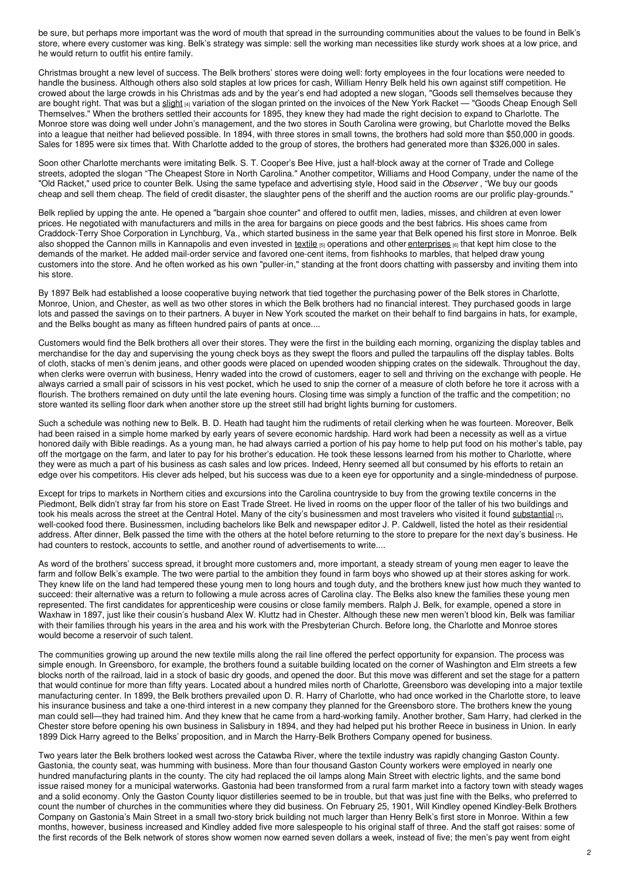be sure, but perhaps more important was the word of mouth that spread in the surrounding communities about the values to be found in Belk's store, where every customer was king. Belk's strategy was simple: sell the working man necessities like sturdy work shoes at a low price, and he would return to outfit his entire family.

Christmas brought a new level of success. The Belk brothers' stores were doing well: forty employees in the four locations were needed to handle the business. Although others also sold staples at low prices for cash, William Henry Belk held his own against stiff competition. He crowed about the large crowds in his Christmas ads and by the year's end had adopted a new slogan, "Goods sell themselves because they are bought right. That was but a slight [4] variation of the slogan printed on the invoices of the New York Racket — "Goods Cheap Enough Sell Themselves." When the brothers settled their accounts for 1895, they knew they had made the right decision to expand to Charlotte. The Monroe store was doing well under John's management, and the two stores in South Carolina were growing, but Charlotte moved the Belks into a league that neither had believed possible. In 1894, with three stores in small towns, the brothers had sold more than $50,000 in goods. Sales for 1895 were six times that. With Charlotte added to the group of stores, the brothers had generated more than $326,000 in sales.

Soon other Charlotte merchants were imitating Belk. S. T. Cooper's Bee Hive, just a half-block away at the corner of Trade and College streets, adopted the slogan "The Cheapest Store in North Carolina." Another competitor, Williams and Hood Company, under the name of the "Old Racket," used price to counter Belk. Using the same typeface and advertising style, Hood said in the *Observer* , "We buy our goods cheap and sell them cheap. The field of credit disaster, the slaughter pens of the sheriff and the auction rooms are our prolific play-grounds."

Belk replied by upping the ante. He opened a "bargain shoe counter" and offered to outfit men, ladies, misses, and children at even lower prices. He negotiated with manufacturers and mills in the area for bargains on piece goods and the best fabrics. His shoes came from Craddock-Terry Shoe Corporation in Lynchburg, Va., which started business in the same year that Belk opened his first store in Monroe. Belk also shopped the Cannon mills in Kannapolis and even invested in textile [5] operations and other enterprises [6] that kept him close to the demands of the market. He added mail-order service and favored one-cent items, from fishhooks to marbles, that helped draw young customers into the store. And he often worked as his own "puller-in," standing at the front doors chatting with passersby and inviting them into his store.

By 1897 Belk had established a loose cooperative buying network that tied together the purchasing power of the Belk stores in Charlotte, Monroe, Union, and Chester, as well as two other stores in which the Belk brothers had no financial interest. They purchased goods in large lots and passed the savings on to their partners. A buyer in New York scouted the market on their behalf to find bargains in hats, for example, and the Belks bought as many as fifteen hundred pairs of pants at once....

Customers would find the Belk brothers all over their stores. They were the first in the building each morning, organizing the display tables and merchandise for the day and supervising the young check boys as they swept the floors and pulled the tarpaulins off the display tables. Bolts of cloth, stacks of men's denim jeans, and other goods were placed on upended wooden shipping crates on the sidewalk. Throughout the day, when clerks were overrun with business, Henry waded into the crowd of customers, eager to sell and thriving on the exchange with people. He always carried a small pair of scissors in his vest pocket, which he used to snip the corner of a measure of cloth before he tore it across with a flourish. The brothers remained on duty until the late evening hours. Closing time was simply a function of the traffic and the competition; no store wanted its selling floor dark when another store up the street still had bright lights burning for customers.

Such a schedule was nothing new to Belk. B. D. Heath had taught him the rudiments of retail clerking when he was fourteen. Moreover, Belk had been raised in a simple home marked by early years of severe economic hardship. Hard work had been a necessity as well as a virtue honored daily with Bible readings. As a young man, he had always carried a portion of his pay home to help put food on his mother's table, pay off the mortgage on the farm, and later to pay for his brother's education. He took these lessons learned from his mother to Charlotte, where they were as much a part of his business as cash sales and low prices. Indeed, Henry seemed all but consumed by his efforts to retain an edge over his competitors. His clever ads helped, but his success was due to a keen eye for opportunity and a single-mindedness of purpose.

Except for trips to markets in Northern cities and excursions into the Carolina countryside to buy from the growing textile concerns in the Piedmont, Belk didn't stray far from his store on East Trade Street. He lived in rooms on the upper floor of the taller of his two buildings and took his meals across the street at the Central Hotel. Many of the city's businessmen and most travelers who visited it found substantial [7], well-cooked food there. Businessmen, including bachelors like Belk and newspaper editor J. P. Caldwell, listed the hotel as their residential address. After dinner, Belk passed the time with the others at the hotel before returning to the store to prepare for the next day's business. He had counters to restock, accounts to settle, and another round of advertisements to write....

As word of the brothers' success spread, it brought more customers and, more important, a steady stream of young men eager to leave the farm and follow Belk's example. The two were partial to the ambition they found in farm boys who showed up at their stores asking for work. They knew life on the land had tempered these young men to long hours and tough duty, and the brothers knew just how much they wanted to succeed: their alternative was a return to following a mule across acres of Carolina clay. The Belks also knew the families these young men represented. The first candidates for apprenticeship were cousins or close family members. Ralph J. Belk, for example, opened a store in Waxhaw in 1897, just like their cousin's husband Alex W. Kluttz had in Chester. Although these new men weren't blood kin, Belk was familiar with their families through his years in the area and his work with the Presbyterian Church. Before long, the Charlotte and Monroe stores would become a reservoir of such talent.

The communities growing up around the new textile mills along the rail line offered the perfect opportunity for expansion. The process was simple enough. In Greensboro, for example, the brothers found a suitable building located on the corner of Washington and Elm streets a few blocks north of the railroad, laid in a stock of basic dry goods, and opened the door. But this move was different and set the stage for a pattern that would continue for more than fifty years. Located about a hundred miles north of Charlotte, Greensboro was developing into a major textile manufacturing center. In 1899, the Belk brothers prevailed upon D. R. Harry of Charlotte, who had once worked in the Charlotte store, to leave his insurance business and take a one-third interest in a new company they planned for the Greensboro store. The brothers knew the young man could sell—they had trained him. And they knew that he came from a hard-working family. Another brother, Sam Harry, had clerked in the Chester store before opening his own business in Salisbury in 1894, and they had helped put his brother Reece in business in Union. In early 1899 Dick Harry agreed to the Belks' proposition, and in March the Harry-Belk Brothers Company opened for business.

Two years later the Belk brothers looked west across the Catawba River, where the textile industry was rapidly changing Gaston County. Gastonia, the county seat, was humming with business. More than four thousand Gaston County workers were employed in nearly one hundred manufacturing plants in the county. The city had replaced the oil lamps along Main Street with electric lights, and the same bond issue raised money for a municipal waterworks. Gastonia had been transformed from a rural farm market into a factory town with steady wages and a solid economy. Only the Gaston County liquor distilleries seemed to be in trouble, but that was just fine with the Belks, who preferred to count the number of churches in the communities where they did business. On February 25, 1901, Will Kindley opened Kindley-Belk Brothers Company on Gastonia's Main Street in a small two-story brick building not much larger than Henry Belk's first store in Monroe. Within a few months, however, business increased and Kindley added five more salespeople to his original staff of three. And the staff got raises: some of the first records of the Belk network of stores show women now earned seven dollars a week, instead of five; the men's pay went from eight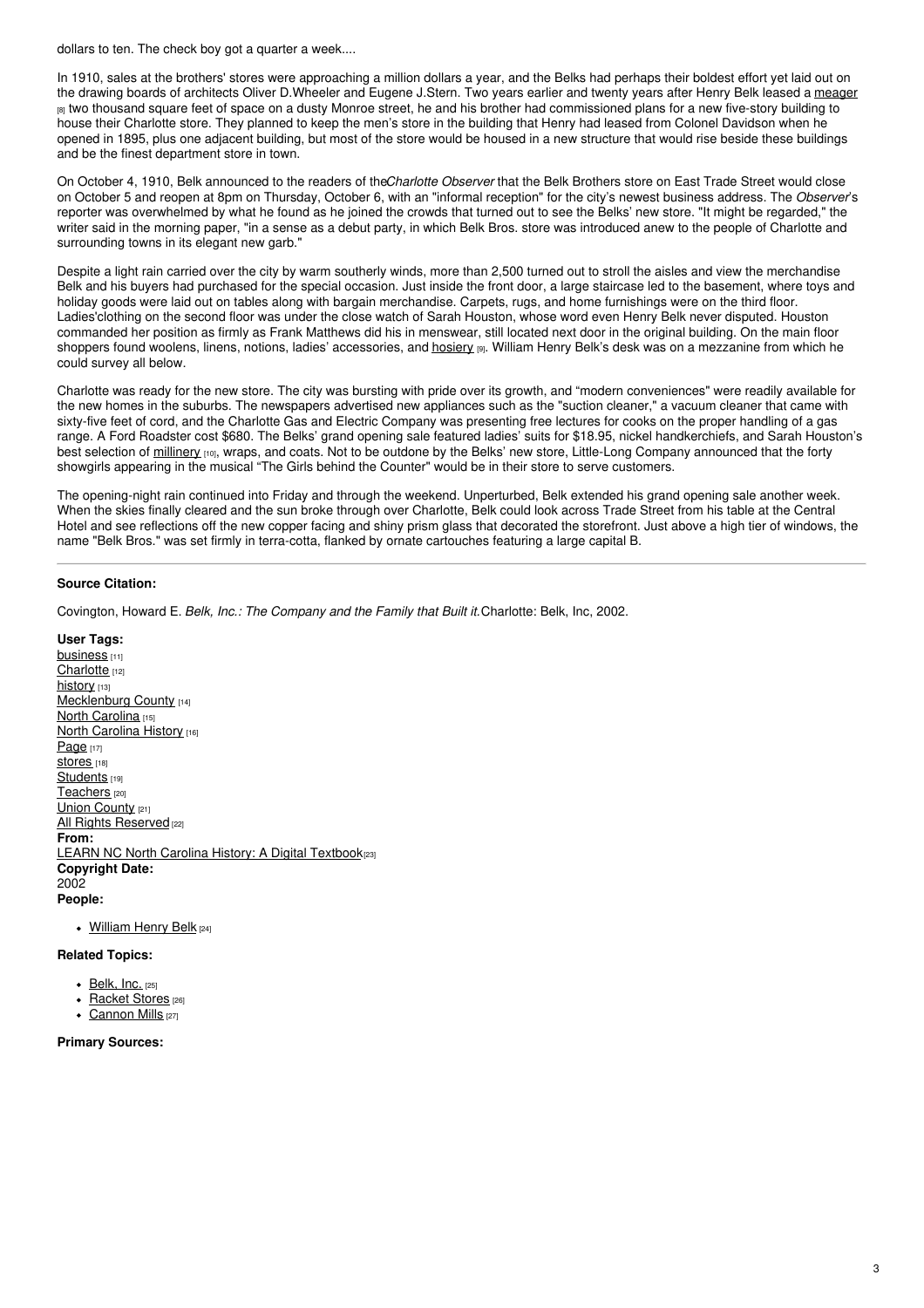dollars to ten. The check boy got a quarter a week....

In 1910, sales at the brothers' stores were approaching a million dollars a year, and the Belks had perhaps their boldest effort yet laid out on the drawing boards of architects Oliver D.Wheeler and Eugene J.Stern. Two years earlier and twenty years after Henry Belk leased a meager [8] two thousand square feet of space on a dusty Monroe street, he and his brother had commissioned plans for a new five-story building to house their Charlotte store. They planned to keep the men's store in the building that Henry had leased from Colonel Davidson when he opened in 1895, plus one adjacent building, but most of the store would be housed in a new structure that would rise beside these buildings and be the finest department store in town.

On October 4, 1910, Belk announced to the readers of the*Charlotte Observer* that the Belk Brothers store on East Trade Street would close on October 5 and reopen at 8pm on Thursday, October 6, with an "informal reception" for the city's newest business address. The *Observer*'s reporter was overwhelmed by what he found as he joined the crowds that turned out to see the Belks' new store. "It might be regarded," the writer said in the morning paper, "in a sense as a debut party, in which Belk Bros. store was introduced anew to the people of Charlotte and surrounding towns in its elegant new garb."

Despite a light rain carried over the city by warm southerly winds, more than 2,500 turned out to stroll the aisles and view the merchandise Belk and his buyers had purchased for the special occasion. Just inside the front door, a large staircase led to the basement, where toys and holiday goods were laid out on tables along with bargain merchandise. Carpets, rugs, and home furnishings were on the third floor. Ladies'clothing on the second floor was under the close watch of Sarah Houston, whose word even Henry Belk never disputed. Houston commanded her position as firmly as Frank Matthews did his in menswear, still located next door in the original building. On the main floor shoppers found woolens, linens, notions, ladies' accessories, and hosiery [9]. William Henry Belk's desk was on a mezzanine from which he could survey all below.

Charlotte was ready for the new store. The city was bursting with pride over its growth, and "modern conveniences" were readily available for the new homes in the suburbs. The newspapers advertised new appliances such as the "suction cleaner," a vacuum cleaner that came with sixty-five feet of cord, and the Charlotte Gas and Electric Company was presenting free lectures for cooks on the proper handling of a gas range. A Ford Roadster cost $680. The Belks' grand opening sale featured ladies' suits for $18.95, nickel handkerchiefs, and Sarah Houston's best selection of millinery [10], wraps, and coats. Not to be outdone by the Belks' new store, Little-Long Company announced that the forty showgirls appearing in the musical "The Girls behind the Counter" would be in their store to serve customers.

The opening-night rain continued into Friday and through the weekend. Unperturbed, Belk extended his grand opening sale another week. When the skies finally cleared and the sun broke through over Charlotte, Belk could look across Trade Street from his table at the Central Hotel and see reflections off the new copper facing and shiny prism glass that decorated the storefront. Just above a high tier of windows, the name "Belk Bros." was set firmly in terra-cotta, flanked by ornate cartouches featuring a large capital B.

---

**Source Citation:**

Covington, Howard E. *Belk, Inc.: The Company and the Family that Built it.* Charlotte: Belk, Inc, 2002.

**User Tags:**
business [11]
Charlotte [12]
history [13]
Mecklenburg County [14]
North Carolina [15]
North Carolina History [16]
Page [17]
stores [18]
Students [19]
Teachers [20]
Union County [21]
All Rights Reserved [22]

**From:**
LEARN NC North Carolina History: A Digital Textbook [23]

**Copyright Date:**
2002

**People:**

- William Henry Belk [24]

**Related Topics:**

- Belk, Inc. [25]
- Racket Stores [26]
- Cannon Mills [27]

**Primary Sources:**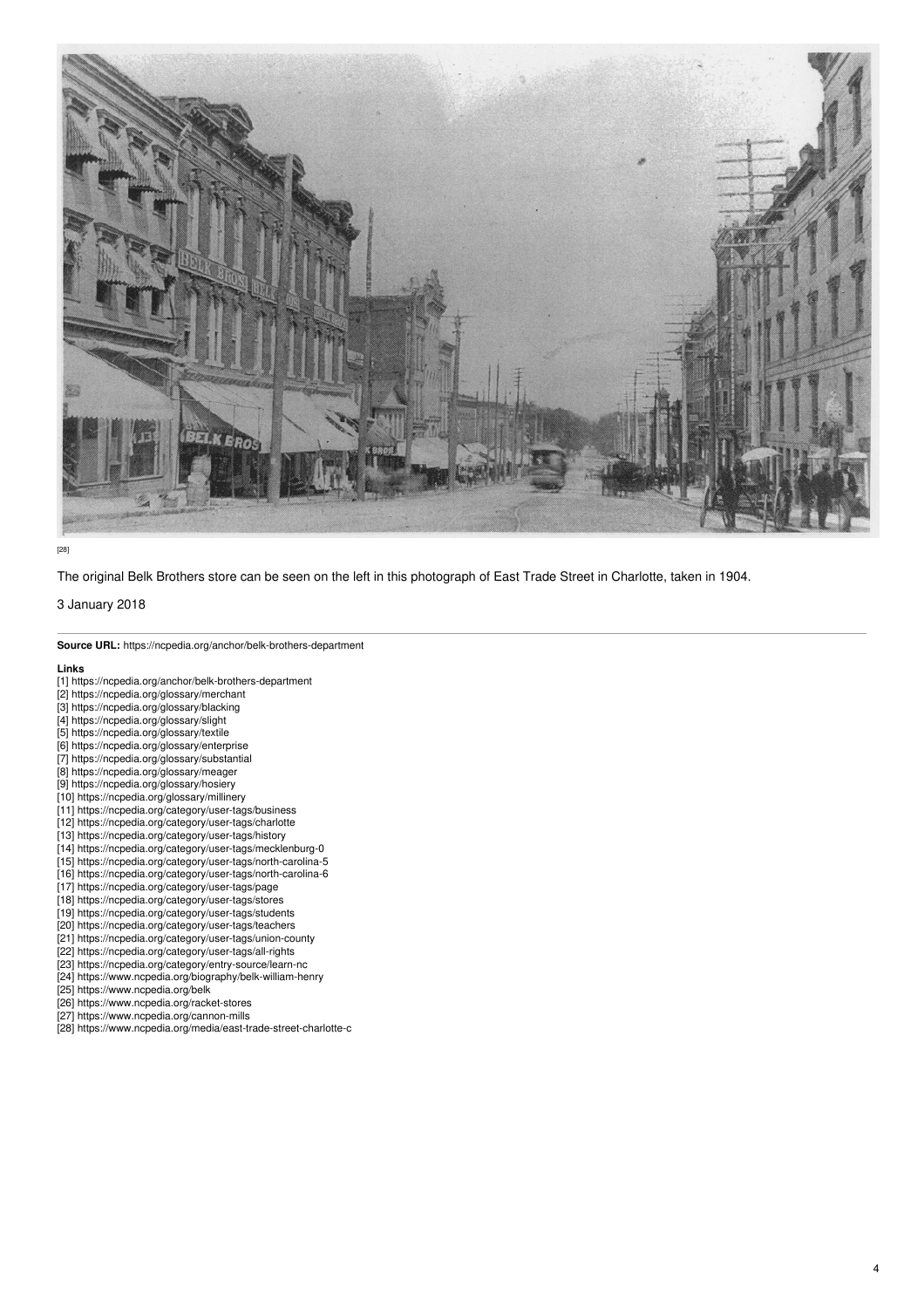[28]

The original Belk Brothers store can be seen on the left in this photograph of East Trade Street in Charlotte, taken in 1904.

3 January 2018

---

**Source URL:** https://ncpedia.org/anchor/belk-brothers-department

**Links**

[1] https://ncpedia.org/anchor/belk-brothers-department
[2] https://ncpedia.org/glossary/merchant
[3] https://ncpedia.org/glossary/blacking
[4] https://ncpedia.org/glossary/slight
[5] https://ncpedia.org/glossary/textile
[6] https://ncpedia.org/glossary/enterprise
[7] https://ncpedia.org/glossary/substantial
[8] https://ncpedia.org/glossary/meager
[9] https://ncpedia.org/glossary/hosiery
[10] https://ncpedia.org/glossary/millinery
[11] https://ncpedia.org/category/user-tags/business
[12] https://ncpedia.org/category/user-tags/charlotte
[13] https://ncpedia.org/category/user-tags/history
[14] https://ncpedia.org/category/user-tags/mecklenburg-0
[15] https://ncpedia.org/category/user-tags/north-carolina-5
[16] https://ncpedia.org/category/user-tags/north-carolina-6
[17] https://ncpedia.org/category/user-tags/page
[18] https://ncpedia.org/category/user-tags/stores
[19] https://ncpedia.org/category/user-tags/students
[20] https://ncpedia.org/category/user-tags/teachers
[21] https://ncpedia.org/category/user-tags/union-county
[22] https://ncpedia.org/category/user-tags/all-rights
[23] https://ncpedia.org/category/entry-source/learn-nc
[24] https://www.ncpedia.org/biography/belk-william-henry
[25] https://www.ncpedia.org/belk
[26] https://www.ncpedia.org/racket-stores
[27] https://www.ncpedia.org/cannon-mills
[28] https://www.ncpedia.org/media/east-trade-street-charlotte-c